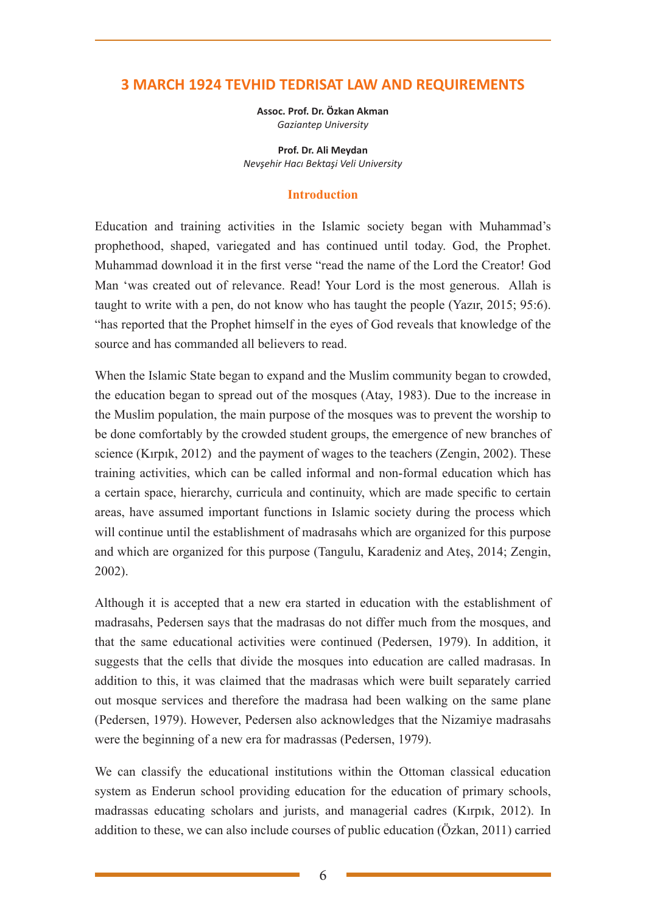# 3 MARCH 1924 TEVHID TEDRISAT LAW AND REQUIREMENTS

**Assoc. Prof. Dr. Özkan Akman**
*Gaziantep University*

**Prof. Dr. Ali Meydan**
*Nevşehir Hacı Bektaşi Veli University*

## Introduction

Education and training activities in the Islamic society began with Muhammad's prophethood, shaped, variegated and has continued until today. God, the Prophet. Muhammad download it in the first verse "read the name of the Lord the Creator! God Man 'was created out of relevance. Read! Your Lord is the most generous. Allah is taught to write with a pen, do not know who has taught the people (Yazır, 2015; 95:6). "has reported that the Prophet himself in the eyes of God reveals that knowledge of the source and has commanded all believers to read.

When the Islamic State began to expand and the Muslim community began to crowded, the education began to spread out of the mosques (Atay, 1983). Due to the increase in the Muslim population, the main purpose of the mosques was to prevent the worship to be done comfortably by the crowded student groups, the emergence of new branches of science (Kırpık, 2012) and the payment of wages to the teachers (Zengin, 2002). These training activities, which can be called informal and non-formal education which has a certain space, hierarchy, curricula and continuity, which are made specific to certain areas, have assumed important functions in Islamic society during the process which will continue until the establishment of madrasahs which are organized for this purpose and which are organized for this purpose (Tangulu, Karadeniz and Ateş, 2014; Zengin, 2002).

Although it is accepted that a new era started in education with the establishment of madrasahs, Pedersen says that the madrasas do not differ much from the mosques, and that the same educational activities were continued (Pedersen, 1979). In addition, it suggests that the cells that divide the mosques into education are called madrasas. In addition to this, it was claimed that the madrasas which were built separately carried out mosque services and therefore the madrasa had been walking on the same plane (Pedersen, 1979). However, Pedersen also acknowledges that the Nizamiye madrasahs were the beginning of a new era for madrassas (Pedersen, 1979).

We can classify the educational institutions within the Ottoman classical education system as Enderun school providing education for the education of primary schools, madrassas educating scholars and jurists, and managerial cadres (Kırpık, 2012). In addition to these, we can also include courses of public education (Özkan, 2011) carried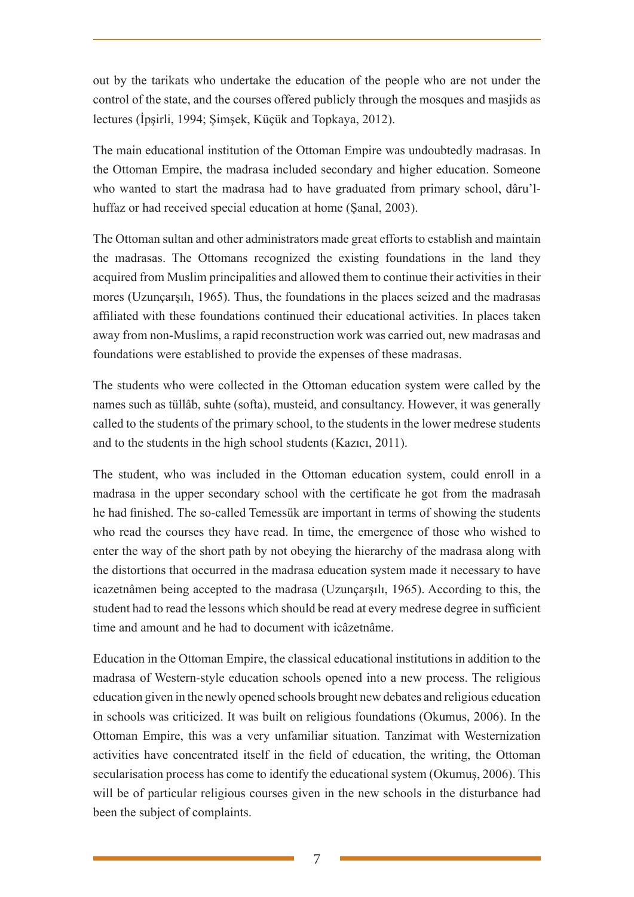out by the tarikats who undertake the education of the people who are not under the control of the state, and the courses offered publicly through the mosques and masjids as lectures (İpşirli, 1994; Şimşek, Küçük and Topkaya, 2012).

The main educational institution of the Ottoman Empire was undoubtedly madrasas. In the Ottoman Empire, the madrasa included secondary and higher education. Someone who wanted to start the madrasa had to have graduated from primary school, dâru'l-huffaz or had received special education at home (Şanal, 2003).

The Ottoman sultan and other administrators made great efforts to establish and maintain the madrasas. The Ottomans recognized the existing foundations in the land they acquired from Muslim principalities and allowed them to continue their activities in their mores (Uzunçarşılı, 1965). Thus, the foundations in the places seized and the madrasas affiliated with these foundations continued their educational activities. In places taken away from non-Muslims, a rapid reconstruction work was carried out, new madrasas and foundations were established to provide the expenses of these madrasas.

The students who were collected in the Ottoman education system were called by the names such as tüllâb, suhte (softa), musteid, and consultancy. However, it was generally called to the students of the primary school, to the students in the lower medrese students and to the students in the high school students (Kazıcı, 2011).

The student, who was included in the Ottoman education system, could enroll in a madrasa in the upper secondary school with the certificate he got from the madrasah he had finished. The so-called Temessük are important in terms of showing the students who read the courses they have read. In time, the emergence of those who wished to enter the way of the short path by not obeying the hierarchy of the madrasa along with the distortions that occurred in the madrasa education system made it necessary to have icazetnâmen being accepted to the madrasa (Uzunçarşılı, 1965). According to this, the student had to read the lessons which should be read at every medrese degree in sufficient time and amount and he had to document with icâzetnâme.

Education in the Ottoman Empire, the classical educational institutions in addition to the madrasa of Western-style education schools opened into a new process. The religious education given in the newly opened schools brought new debates and religious education in schools was criticized. It was built on religious foundations (Okumus, 2006). In the Ottoman Empire, this was a very unfamiliar situation. Tanzimat with Westernization activities have concentrated itself in the field of education, the writing, the Ottoman secularisation process has come to identify the educational system (Okumuş, 2006). This will be of particular religious courses given in the new schools in the disturbance had been the subject of complaints.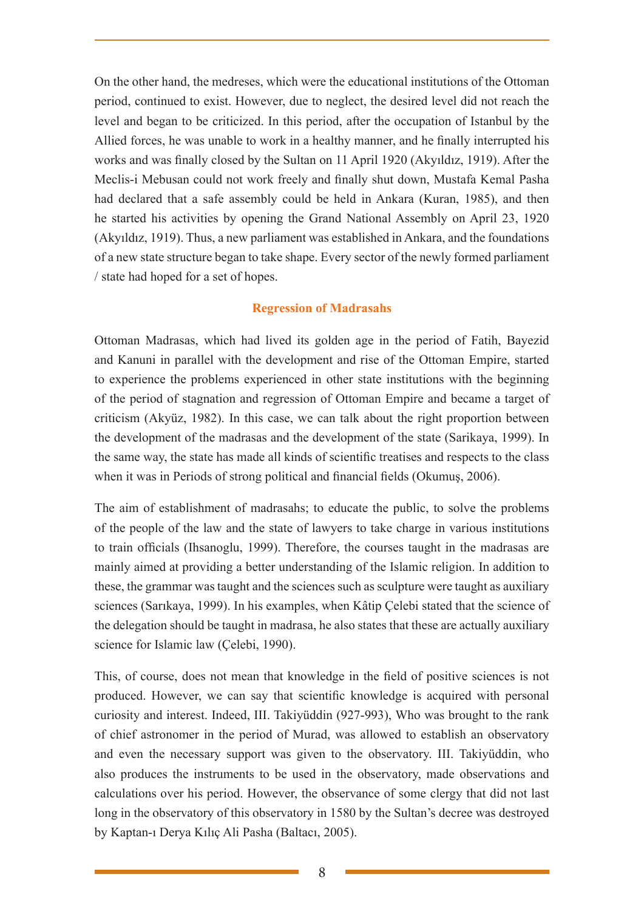On the other hand, the medreses, which were the educational institutions of the Ottoman period, continued to exist. However, due to neglect, the desired level did not reach the level and began to be criticized. In this period, after the occupation of Istanbul by the Allied forces, he was unable to work in a healthy manner, and he finally interrupted his works and was finally closed by the Sultan on 11 April 1920 (Akyıldız, 1919). After the Meclis-i Mebusan could not work freely and finally shut down, Mustafa Kemal Pasha had declared that a safe assembly could be held in Ankara (Kuran, 1985), and then he started his activities by opening the Grand National Assembly on April 23, 1920 (Akyıldız, 1919). Thus, a new parliament was established in Ankara, and the foundations of a new state structure began to take shape. Every sector of the newly formed parliament / state had hoped for a set of hopes.

## Regression of Madrasahs

Ottoman Madrasas, which had lived its golden age in the period of Fatih, Bayezid and Kanuni in parallel with the development and rise of the Ottoman Empire, started to experience the problems experienced in other state institutions with the beginning of the period of stagnation and regression of Ottoman Empire and became a target of criticism (Akyüz, 1982). In this case, we can talk about the right proportion between the development of the madrasas and the development of the state (Sarikaya, 1999). In the same way, the state has made all kinds of scientific treatises and respects to the class when it was in Periods of strong political and financial fields (Okumuş, 2006).

The aim of establishment of madrasahs; to educate the public, to solve the problems of the people of the law and the state of lawyers to take charge in various institutions to train officials (Ihsanoglu, 1999). Therefore, the courses taught in the madrasas are mainly aimed at providing a better understanding of the Islamic religion. In addition to these, the grammar was taught and the sciences such as sculpture were taught as auxiliary sciences (Sarıkaya, 1999). In his examples, when Kâtip Çelebi stated that the science of the delegation should be taught in madrasa, he also states that these are actually auxiliary science for Islamic law (Çelebi, 1990).

This, of course, does not mean that knowledge in the field of positive sciences is not produced. However, we can say that scientific knowledge is acquired with personal curiosity and interest. Indeed, III. Takiyüddin (927-993), Who was brought to the rank of chief astronomer in the period of Murad, was allowed to establish an observatory and even the necessary support was given to the observatory. III. Takiyüddin, who also produces the instruments to be used in the observatory, made observations and calculations over his period. However, the observance of some clergy that did not last long in the observatory of this observatory in 1580 by the Sultan's decree was destroyed by Kaptan-ı Derya Kılıç Ali Pasha (Baltacı, 2005).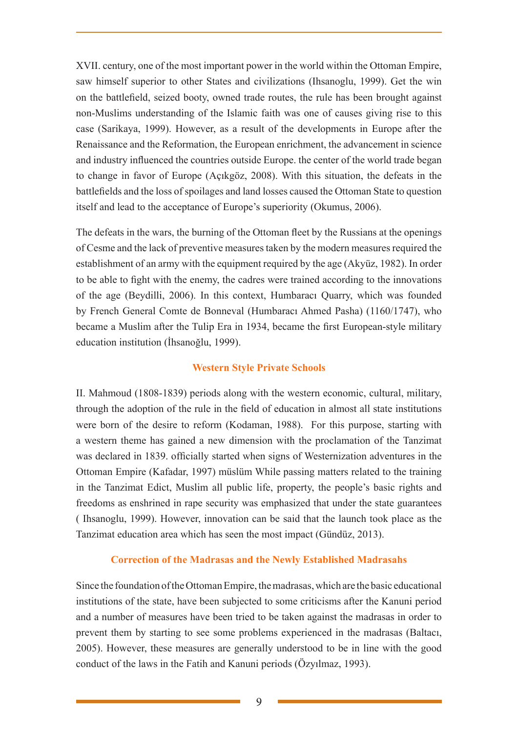XVII. century, one of the most important power in the world within the Ottoman Empire, saw himself superior to other States and civilizations (Ihsanoglu, 1999). Get the win on the battlefield, seized booty, owned trade routes, the rule has been brought against non-Muslims understanding of the Islamic faith was one of causes giving rise to this case (Sarikaya, 1999). However, as a result of the developments in Europe after the Renaissance and the Reformation, the European enrichment, the advancement in science and industry influenced the countries outside Europe. the center of the world trade began to change in favor of Europe (Açıkgöz, 2008). With this situation, the defeats in the battlefields and the loss of spoilages and land losses caused the Ottoman State to question itself and lead to the acceptance of Europe's superiority (Okumus, 2006).

The defeats in the wars, the burning of the Ottoman fleet by the Russians at the openings of Cesme and the lack of preventive measures taken by the modern measures required the establishment of an army with the equipment required by the age (Akyüz, 1982). In order to be able to fight with the enemy, the cadres were trained according to the innovations of the age (Beydilli, 2006). In this context, Humbaracı Quarry, which was founded by French General Comte de Bonneval (Humbaracı Ahmed Pasha) (1160/1747), who became a Muslim after the Tulip Era in 1934, became the first European-style military education institution (İhsanoğlu, 1999).

## Western Style Private Schools

II. Mahmoud (1808-1839) periods along with the western economic, cultural, military, through the adoption of the rule in the field of education in almost all state institutions were born of the desire to reform (Kodaman, 1988). For this purpose, starting with a western theme has gained a new dimension with the proclamation of the Tanzimat was declared in 1839. officially started when signs of Westernization adventures in the Ottoman Empire (Kafadar, 1997) müslüm While passing matters related to the training in the Tanzimat Edict, Muslim all public life, property, the people's basic rights and freedoms as enshrined in rape security was emphasized that under the state guarantees ( Ihsanoglu, 1999). However, innovation can be said that the launch took place as the Tanzimat education area which has seen the most impact (Gündüz, 2013).

## Correction of the Madrasas and the Newly Established Madrasahs

Since the foundation of the Ottoman Empire, the madrasas, which are the basic educational institutions of the state, have been subjected to some criticisms after the Kanuni period and a number of measures have been tried to be taken against the madrasas in order to prevent them by starting to see some problems experienced in the madrasas (Baltacı, 2005). However, these measures are generally understood to be in line with the good conduct of the laws in the Fatih and Kanuni periods (Özyılmaz, 1993).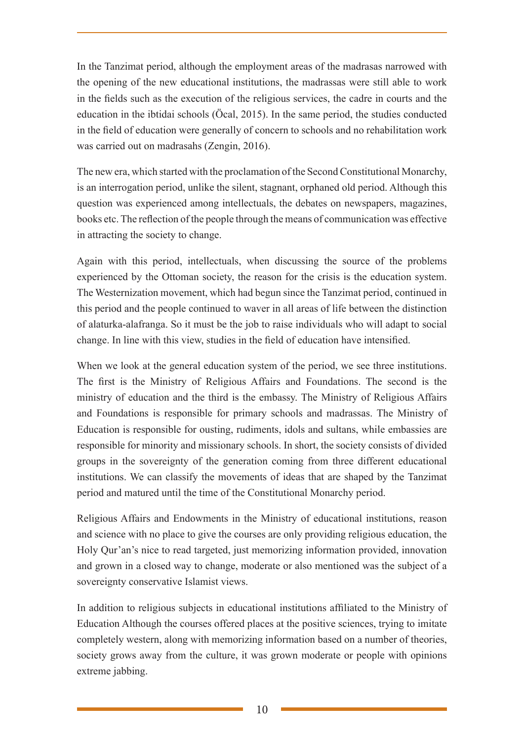In the Tanzimat period, although the employment areas of the madrasas narrowed with the opening of the new educational institutions, the madrassas were still able to work in the fields such as the execution of the religious services, the cadre in courts and the education in the ibtidai schools (Öcal, 2015). In the same period, the studies conducted in the field of education were generally of concern to schools and no rehabilitation work was carried out on madrasahs (Zengin, 2016).

The new era, which started with the proclamation of the Second Constitutional Monarchy, is an interrogation period, unlike the silent, stagnant, orphaned old period. Although this question was experienced among intellectuals, the debates on newspapers, magazines, books etc. The reflection of the people through the means of communication was effective in attracting the society to change.

Again with this period, intellectuals, when discussing the source of the problems experienced by the Ottoman society, the reason for the crisis is the education system. The Westernization movement, which had begun since the Tanzimat period, continued in this period and the people continued to waver in all areas of life between the distinction of alaturka-alafranga. So it must be the job to raise individuals who will adapt to social change. In line with this view, studies in the field of education have intensified.

When we look at the general education system of the period, we see three institutions. The first is the Ministry of Religious Affairs and Foundations. The second is the ministry of education and the third is the embassy. The Ministry of Religious Affairs and Foundations is responsible for primary schools and madrassas. The Ministry of Education is responsible for ousting, rudiments, idols and sultans, while embassies are responsible for minority and missionary schools. In short, the society consists of divided groups in the sovereignty of the generation coming from three different educational institutions. We can classify the movements of ideas that are shaped by the Tanzimat period and matured until the time of the Constitutional Monarchy period.

Religious Affairs and Endowments in the Ministry of educational institutions, reason and science with no place to give the courses are only providing religious education, the Holy Qur'an's nice to read targeted, just memorizing information provided, innovation and grown in a closed way to change, moderate or also mentioned was the subject of a sovereignty conservative Islamist views.

In addition to religious subjects in educational institutions affiliated to the Ministry of Education Although the courses offered places at the positive sciences, trying to imitate completely western, along with memorizing information based on a number of theories, society grows away from the culture, it was grown moderate or people with opinions extreme jabbing.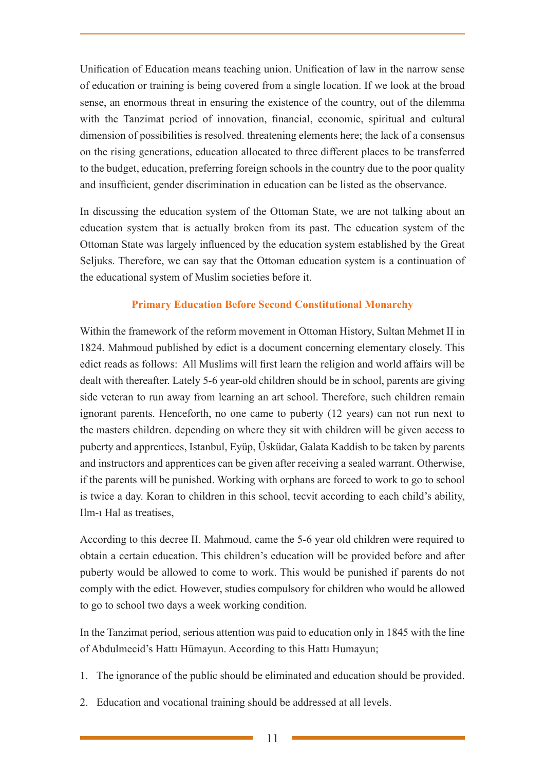Unification of Education means teaching union. Unification of law in the narrow sense of education or training is being covered from a single location. If we look at the broad sense, an enormous threat in ensuring the existence of the country, out of the dilemma with the Tanzimat period of innovation, financial, economic, spiritual and cultural dimension of possibilities is resolved. threatening elements here; the lack of a consensus on the rising generations, education allocated to three different places to be transferred to the budget, education, preferring foreign schools in the country due to the poor quality and insufficient, gender discrimination in education can be listed as the observance.

In discussing the education system of the Ottoman State, we are not talking about an education system that is actually broken from its past. The education system of the Ottoman State was largely influenced by the education system established by the Great Seljuks. Therefore, we can say that the Ottoman education system is a continuation of the educational system of Muslim societies before it.

## Primary Education Before Second Constitutional Monarchy

Within the framework of the reform movement in Ottoman History, Sultan Mehmet II in 1824. Mahmoud published by edict is a document concerning elementary closely. This edict reads as follows: All Muslims will first learn the religion and world affairs will be dealt with thereafter. Lately 5-6 year-old children should be in school, parents are giving side veteran to run away from learning an art school. Therefore, such children remain ignorant parents. Henceforth, no one came to puberty (12 years) can not run next to the masters children. depending on where they sit with children will be given access to puberty and apprentices, Istanbul, Eyüp, Üsküdar, Galata Kaddish to be taken by parents and instructors and apprentices can be given after receiving a sealed warrant. Otherwise, if the parents will be punished. Working with orphans are forced to work to go to school is twice a day. Koran to children in this school, tecvit according to each child's ability, Ilm-ı Hal as treatises,

According to this decree II. Mahmoud, came the 5-6 year old children were required to obtain a certain education. This children's education will be provided before and after puberty would be allowed to come to work. This would be punished if parents do not comply with the edict. However, studies compulsory for children who would be allowed to go to school two days a week working condition.

In the Tanzimat period, serious attention was paid to education only in 1845 with the line of Abdulmecid's Hattı Hümayun. According to this Hattı Humayun;

1. The ignorance of the public should be eliminated and education should be provided.
2. Education and vocational training should be addressed at all levels.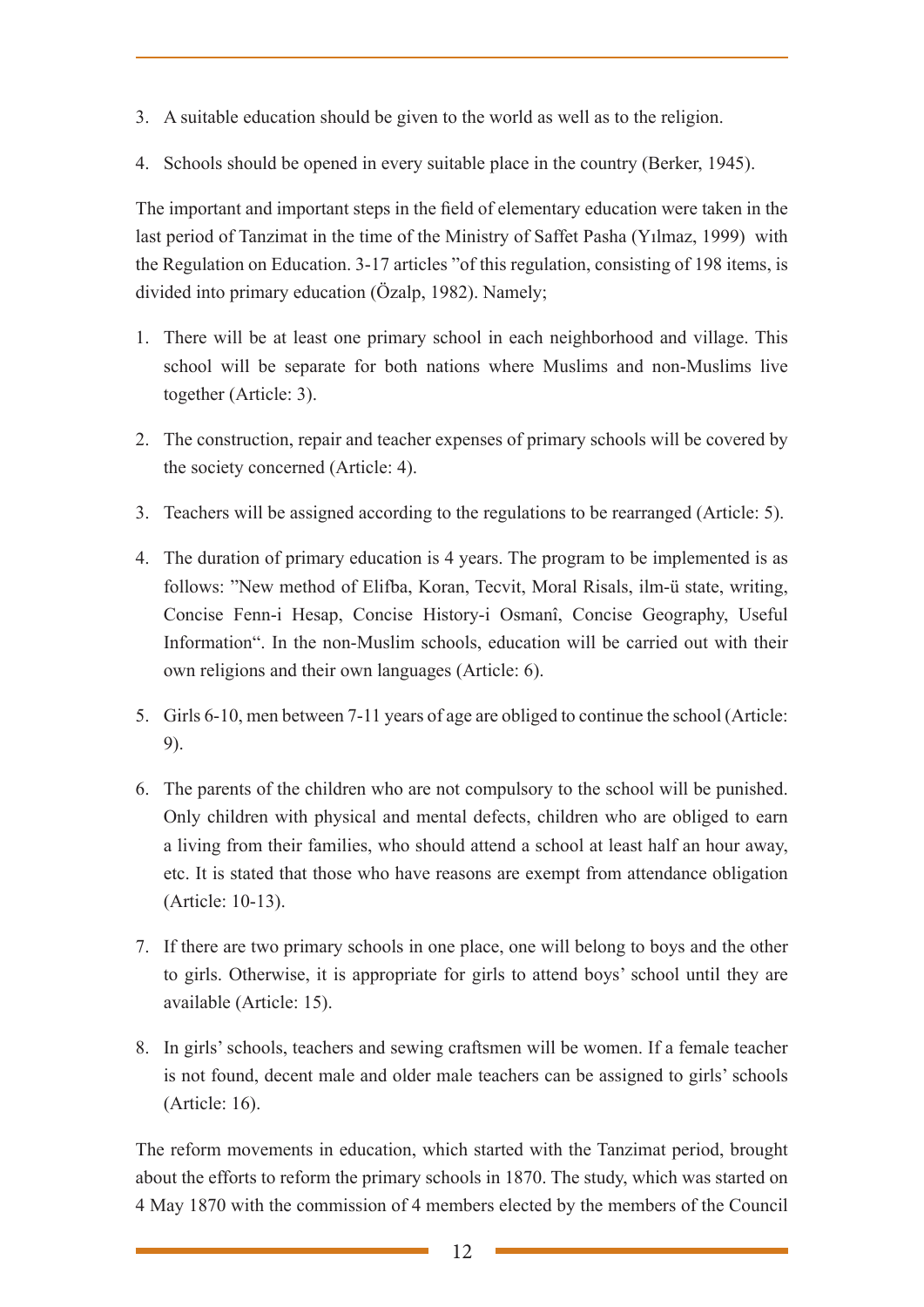3. A suitable education should be given to the world as well as to the religion.
4. Schools should be opened in every suitable place in the country (Berker, 1945).

The important and important steps in the field of elementary education were taken in the last period of Tanzimat in the time of the Ministry of Saffet Pasha (Yılmaz, 1999) with the Regulation on Education. 3-17 articles "of this regulation, consisting of 198 items, is divided into primary education (Özalp, 1982). Namely;

1. There will be at least one primary school in each neighborhood and village. This school will be separate for both nations where Muslims and non-Muslims live together (Article: 3).
2. The construction, repair and teacher expenses of primary schools will be covered by the society concerned (Article: 4).
3. Teachers will be assigned according to the regulations to be rearranged (Article: 5).
4. The duration of primary education is 4 years. The program to be implemented is as follows: "New method of Elifba, Koran, Tecvit, Moral Risals, ilm-ü state, writing, Concise Fenn-i Hesap, Concise History-i Osmanî, Concise Geography, Useful Information". In the non-Muslim schools, education will be carried out with their own religions and their own languages (Article: 6).
5. Girls 6-10, men between 7-11 years of age are obliged to continue the school (Article: 9).
6. The parents of the children who are not compulsory to the school will be punished. Only children with physical and mental defects, children who are obliged to earn a living from their families, who should attend a school at least half an hour away, etc. It is stated that those who have reasons are exempt from attendance obligation (Article: 10-13).
7. If there are two primary schools in one place, one will belong to boys and the other to girls. Otherwise, it is appropriate for girls to attend boys' school until they are available (Article: 15).
8. In girls' schools, teachers and sewing craftsmen will be women. If a female teacher is not found, decent male and older male teachers can be assigned to girls' schools (Article: 16).

The reform movements in education, which started with the Tanzimat period, brought about the efforts to reform the primary schools in 1870. The study, which was started on 4 May 1870 with the commission of 4 members elected by the members of the Council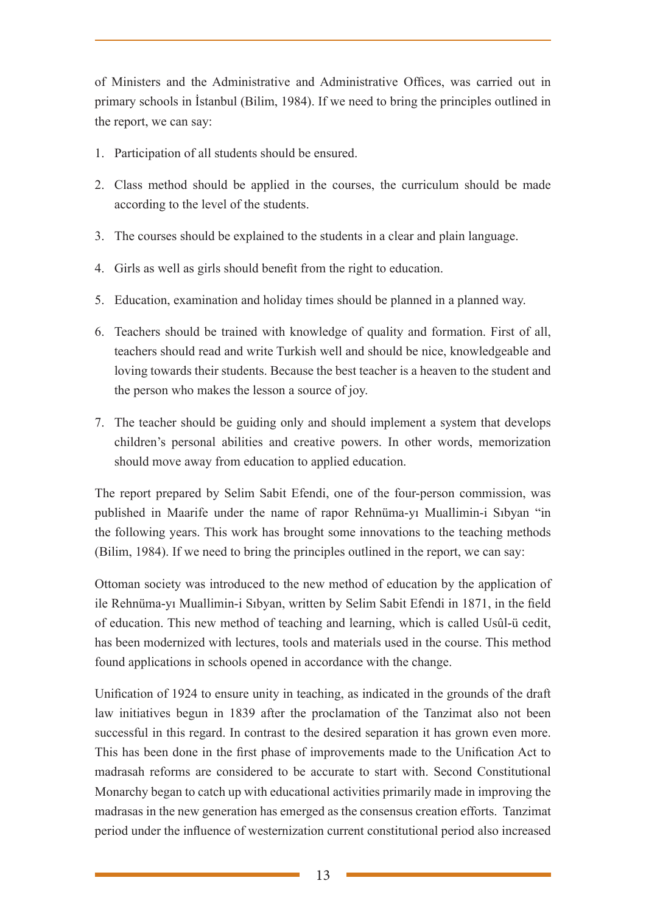of Ministers and the Administrative and Administrative Offices, was carried out in primary schools in İstanbul (Bilim, 1984). If we need to bring the principles outlined in the report, we can say:

1. Participation of all students should be ensured.
2. Class method should be applied in the courses, the curriculum should be made according to the level of the students.
3. The courses should be explained to the students in a clear and plain language.
4. Girls as well as girls should benefit from the right to education.
5. Education, examination and holiday times should be planned in a planned way.
6. Teachers should be trained with knowledge of quality and formation. First of all, teachers should read and write Turkish well and should be nice, knowledgeable and loving towards their students. Because the best teacher is a heaven to the student and the person who makes the lesson a source of joy.
7. The teacher should be guiding only and should implement a system that develops children's personal abilities and creative powers. In other words, memorization should move away from education to applied education.

The report prepared by Selim Sabit Efendi, one of the four-person commission, was published in Maarife under the name of rapor Rehnüma-yı Muallimin-i Sıbyan "in the following years. This work has brought some innovations to the teaching methods (Bilim, 1984). If we need to bring the principles outlined in the report, we can say:

Ottoman society was introduced to the new method of education by the application of ile Rehnüma-yı Muallimin-i Sıbyan, written by Selim Sabit Efendi in 1871, in the field of education. This new method of teaching and learning, which is called Usûl-ü cedit, has been modernized with lectures, tools and materials used in the course. This method found applications in schools opened in accordance with the change.

Unification of 1924 to ensure unity in teaching, as indicated in the grounds of the draft law initiatives begun in 1839 after the proclamation of the Tanzimat also not been successful in this regard. In contrast to the desired separation it has grown even more. This has been done in the first phase of improvements made to the Unification Act to madrasah reforms are considered to be accurate to start with. Second Constitutional Monarchy began to catch up with educational activities primarily made in improving the madrasas in the new generation has emerged as the consensus creation efforts. Tanzimat period under the influence of westernization current constitutional period also increased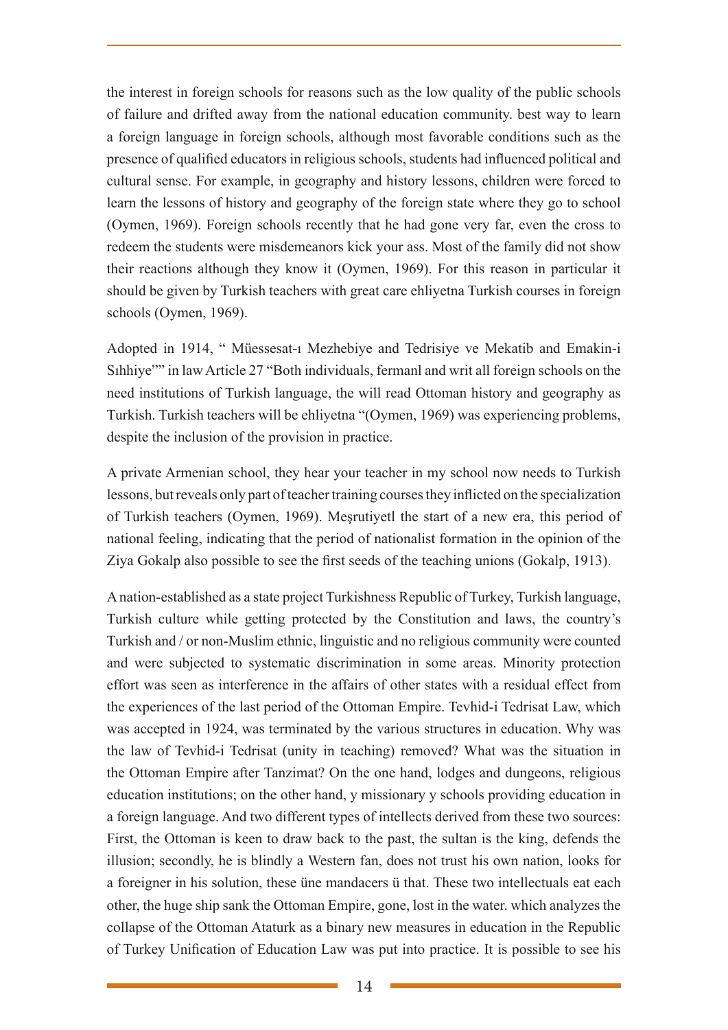the interest in foreign schools for reasons such as the low quality of the public schools of failure and drifted away from the national education community. best way to learn a foreign language in foreign schools, although most favorable conditions such as the presence of qualified educators in religious schools, students had influenced political and cultural sense. For example, in geography and history lessons, children were forced to learn the lessons of history and geography of the foreign state where they go to school (Oymen, 1969). Foreign schools recently that he had gone very far, even the cross to redeem the students were misdemeanors kick your ass. Most of the family did not show their reactions although they know it (Oymen, 1969). For this reason in particular it should be given by Turkish teachers with great care ehliyetna Turkish courses in foreign schools (Oymen, 1969).

Adopted in 1914, " Müessesat-ı Mezhebiye and Tedrisiye ve Mekatib and Emakin-i Sıhhiye"" in law Article 27 "Both individuals, fermanl and writ all foreign schools on the need institutions of Turkish language, the will read Ottoman history and geography as Turkish. Turkish teachers will be ehliyetna "(Oymen, 1969) was experiencing problems, despite the inclusion of the provision in practice.

A private Armenian school, they hear your teacher in my school now needs to Turkish lessons, but reveals only part of teacher training courses they inflicted on the specialization of Turkish teachers (Oymen, 1969). Meşrutiyetl the start of a new era, this period of national feeling, indicating that the period of nationalist formation in the opinion of the Ziya Gokalp also possible to see the first seeds of the teaching unions (Gokalp, 1913).

A nation-established as a state project Turkishness Republic of Turkey, Turkish language, Turkish culture while getting protected by the Constitution and laws, the country's Turkish and / or non-Muslim ethnic, linguistic and no religious community were counted and were subjected to systematic discrimination in some areas. Minority protection effort was seen as interference in the affairs of other states with a residual effect from the experiences of the last period of the Ottoman Empire. Tevhid-i Tedrisat Law, which was accepted in 1924, was terminated by the various structures in education. Why was the law of Tevhid-i Tedrisat (unity in teaching) removed? What was the situation in the Ottoman Empire after Tanzimat? On the one hand, lodges and dungeons, religious education institutions; on the other hand, y missionary y schools providing education in a foreign language. And two different types of intellects derived from these two sources: First, the Ottoman is keen to draw back to the past, the sultan is the king, defends the illusion; secondly, he is blindly a Western fan, does not trust his own nation, looks for a foreigner in his solution, these üne mandacers ü that. These two intellectuals eat each other, the huge ship sank the Ottoman Empire, gone, lost in the water. which analyzes the collapse of the Ottoman Ataturk as a binary new measures in education in the Republic of Turkey Unification of Education Law was put into practice. It is possible to see his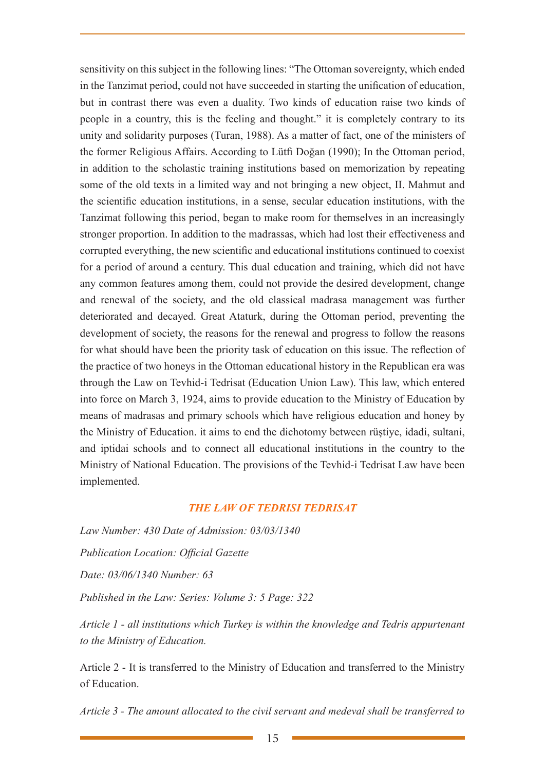sensitivity on this subject in the following lines: "The Ottoman sovereignty, which ended in the Tanzimat period, could not have succeeded in starting the unification of education, but in contrast there was even a duality. Two kinds of education raise two kinds of people in a country, this is the feeling and thought." it is completely contrary to its unity and solidarity purposes (Turan, 1988). As a matter of fact, one of the ministers of the former Religious Affairs. According to Lütfi Doğan (1990); In the Ottoman period, in addition to the scholastic training institutions based on memorization by repeating some of the old texts in a limited way and not bringing a new object, II. Mahmut and the scientific education institutions, in a sense, secular education institutions, with the Tanzimat following this period, began to make room for themselves in an increasingly stronger proportion. In addition to the madrassas, which had lost their effectiveness and corrupted everything, the new scientific and educational institutions continued to coexist for a period of around a century. This dual education and training, which did not have any common features among them, could not provide the desired development, change and renewal of the society, and the old classical madrasa management was further deteriorated and decayed. Great Ataturk, during the Ottoman period, preventing the development of society, the reasons for the renewal and progress to follow the reasons for what should have been the priority task of education on this issue. The reflection of the practice of two honeys in the Ottoman educational history in the Republican era was through the Law on Tevhid-i Tedrisat (Education Union Law). This law, which entered into force on March 3, 1924, aims to provide education to the Ministry of Education by means of madrasas and primary schools which have religious education and honey by the Ministry of Education. it aims to end the dichotomy between rüştiye, idadi, sultani, and iptidai schools and to connect all educational institutions in the country to the Ministry of National Education. The provisions of the Tevhid-i Tedrisat Law have been implemented.

### *THE LAW OF TEDRISI TEDRISAT*

*Law Number: 430 Date of Admission: 03/03/1340*

*Publication Location: Official Gazette*

*Date: 03/06/1340 Number: 63*

*Published in the Law: Series: Volume 3: 5 Page: 322*

*Article 1 - all institutions which Turkey is within the knowledge and Tedris appurtenant to the Ministry of Education.*

Article 2 - It is transferred to the Ministry of Education and transferred to the Ministry of Education.

*Article 3 - The amount allocated to the civil servant and medeval shall be transferred to*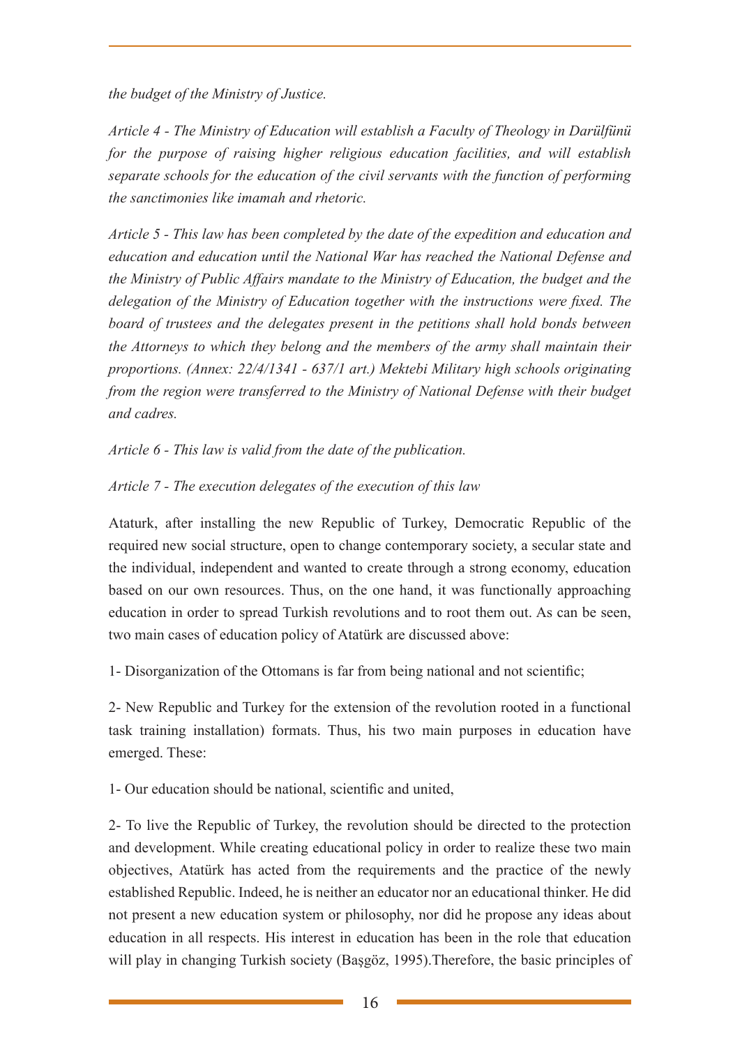*the budget of the Ministry of Justice.*

*Article 4 - The Ministry of Education will establish a Faculty of Theology in Darülfünü for the purpose of raising higher religious education facilities, and will establish separate schools for the education of the civil servants with the function of performing the sanctimonies like imamah and rhetoric.*

*Article 5 - This law has been completed by the date of the expedition and education and education and education until the National War has reached the National Defense and the Ministry of Public Affairs mandate to the Ministry of Education, the budget and the delegation of the Ministry of Education together with the instructions were fixed. The board of trustees and the delegates present in the petitions shall hold bonds between the Attorneys to which they belong and the members of the army shall maintain their proportions. (Annex: 22/4/1341 - 637/1 art.) Mektebi Military high schools originating from the region were transferred to the Ministry of National Defense with their budget and cadres.*

*Article 6 - This law is valid from the date of the publication.*

*Article 7 - The execution delegates of the execution of this law*

Ataturk, after installing the new Republic of Turkey, Democratic Republic of the required new social structure, open to change contemporary society, a secular state and the individual, independent and wanted to create through a strong economy, education based on our own resources. Thus, on the one hand, it was functionally approaching education in order to spread Turkish revolutions and to root them out. As can be seen, two main cases of education policy of Atatürk are discussed above:

1- Disorganization of the Ottomans is far from being national and not scientific;

2- New Republic and Turkey for the extension of the revolution rooted in a functional task training installation) formats. Thus, his two main purposes in education have emerged. These:

1- Our education should be national, scientific and united,

2- To live the Republic of Turkey, the revolution should be directed to the protection and development. While creating educational policy in order to realize these two main objectives, Atatürk has acted from the requirements and the practice of the newly established Republic. Indeed, he is neither an educator nor an educational thinker. He did not present a new education system or philosophy, nor did he propose any ideas about education in all respects. His interest in education has been in the role that education will play in changing Turkish society (Başgöz, 1995).Therefore, the basic principles of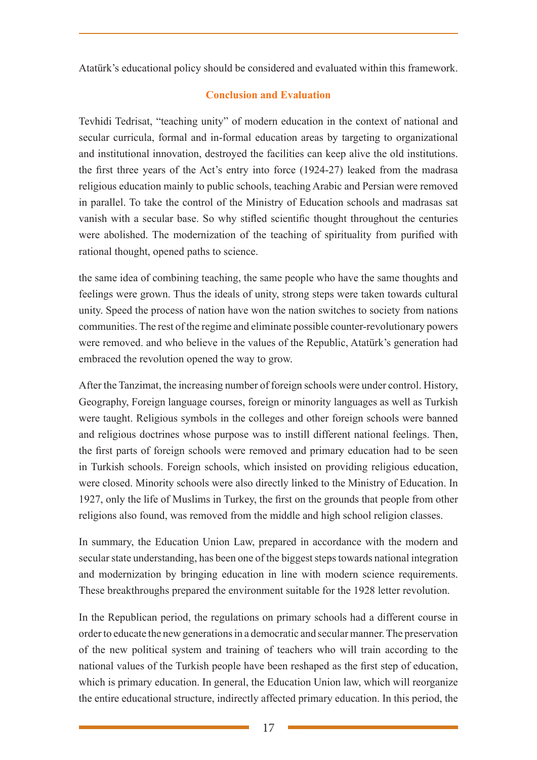Atatürk's educational policy should be considered and evaluated within this framework.

## Conclusion and Evaluation

Tevhidi Tedrisat, "teaching unity" of modern education in the context of national and secular curricula, formal and in-formal education areas by targeting to organizational and institutional innovation, destroyed the facilities can keep alive the old institutions. the first three years of the Act's entry into force (1924-27) leaked from the madrasa religious education mainly to public schools, teaching Arabic and Persian were removed in parallel. To take the control of the Ministry of Education schools and madrasas sat vanish with a secular base. So why stifled scientific thought throughout the centuries were abolished. The modernization of the teaching of spirituality from purified with rational thought, opened paths to science.

the same idea of combining teaching, the same people who have the same thoughts and feelings were grown. Thus the ideals of unity, strong steps were taken towards cultural unity. Speed the process of nation have won the nation switches to society from nations communities. The rest of the regime and eliminate possible counter-revolutionary powers were removed. and who believe in the values of the Republic, Atatürk's generation had embraced the revolution opened the way to grow.

After the Tanzimat, the increasing number of foreign schools were under control. History, Geography, Foreign language courses, foreign or minority languages as well as Turkish were taught. Religious symbols in the colleges and other foreign schools were banned and religious doctrines whose purpose was to instill different national feelings. Then, the first parts of foreign schools were removed and primary education had to be seen in Turkish schools. Foreign schools, which insisted on providing religious education, were closed. Minority schools were also directly linked to the Ministry of Education. In 1927, only the life of Muslims in Turkey, the first on the grounds that people from other religions also found, was removed from the middle and high school religion classes.

In summary, the Education Union Law, prepared in accordance with the modern and secular state understanding, has been one of the biggest steps towards national integration and modernization by bringing education in line with modern science requirements. These breakthroughs prepared the environment suitable for the 1928 letter revolution.

In the Republican period, the regulations on primary schools had a different course in order to educate the new generations in a democratic and secular manner. The preservation of the new political system and training of teachers who will train according to the national values of the Turkish people have been reshaped as the first step of education, which is primary education. In general, the Education Union law, which will reorganize the entire educational structure, indirectly affected primary education. In this period, the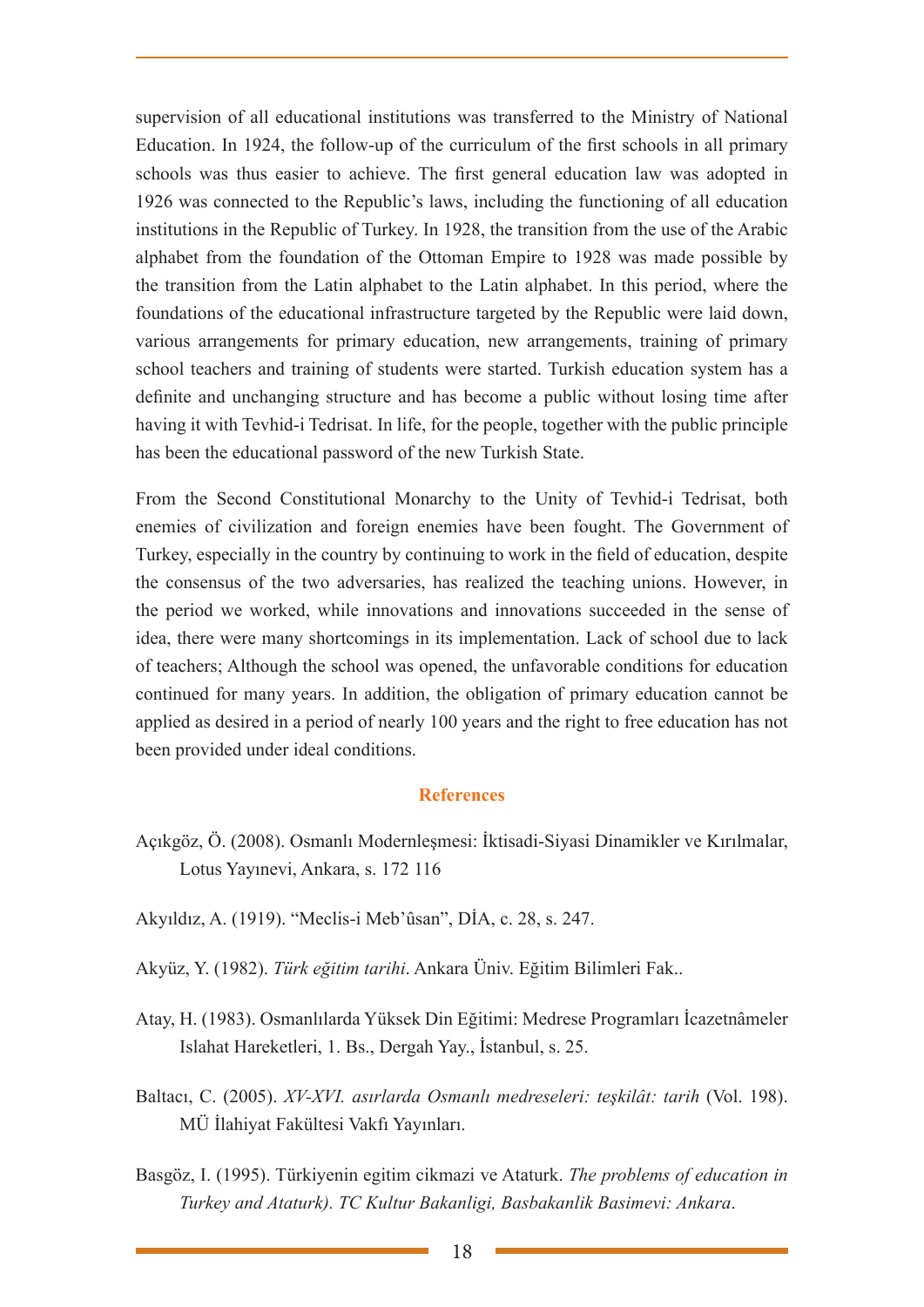supervision of all educational institutions was transferred to the Ministry of National Education. In 1924, the follow-up of the curriculum of the first schools in all primary schools was thus easier to achieve. The first general education law was adopted in 1926 was connected to the Republic's laws, including the functioning of all education institutions in the Republic of Turkey. In 1928, the transition from the use of the Arabic alphabet from the foundation of the Ottoman Empire to 1928 was made possible by the transition from the Latin alphabet to the Latin alphabet. In this period, where the foundations of the educational infrastructure targeted by the Republic were laid down, various arrangements for primary education, new arrangements, training of primary school teachers and training of students were started. Turkish education system has a definite and unchanging structure and has become a public without losing time after having it with Tevhid-i Tedrisat. In life, for the people, together with the public principle has been the educational password of the new Turkish State.

From the Second Constitutional Monarchy to the Unity of Tevhid-i Tedrisat, both enemies of civilization and foreign enemies have been fought. The Government of Turkey, especially in the country by continuing to work in the field of education, despite the consensus of the two adversaries, has realized the teaching unions. However, in the period we worked, while innovations and innovations succeeded in the sense of idea, there were many shortcomings in its implementation. Lack of school due to lack of teachers; Although the school was opened, the unfavorable conditions for education continued for many years. In addition, the obligation of primary education cannot be applied as desired in a period of nearly 100 years and the right to free education has not been provided under ideal conditions.

## References

Açıkgöz, Ö. (2008). Osmanlı Modernleşmesi: İktisadi-Siyasi Dinamikler ve Kırılmalar, Lotus Yayınevi, Ankara, s. 172 116

Akyıldız, A. (1919). "Meclis-i Meb'ûsan", DİA, c. 28, s. 247.

Akyüz, Y. (1982). *Türk eğitim tarihi*. Ankara Üniv. Eğitim Bilimleri Fak..

Atay, H. (1983). Osmanlılarda Yüksek Din Eğitimi: Medrese Programları İcazetnâmeler Islahat Hareketleri, 1. Bs., Dergah Yay., İstanbul, s. 25.

Baltacı, C. (2005). *XV-XVI. asırlarda Osmanlı medreseleri: teşkilât: tarih* (Vol. 198). MÜ İlahiyat Fakültesi Vakfı Yayınları.

Basgöz, I. (1995). Türkiyenin egitim cikmazi ve Ataturk. *The problems of education in Turkey and Ataturk). TC Kultur Bakanligi, Basbakanlik Basimevi: Ankara*.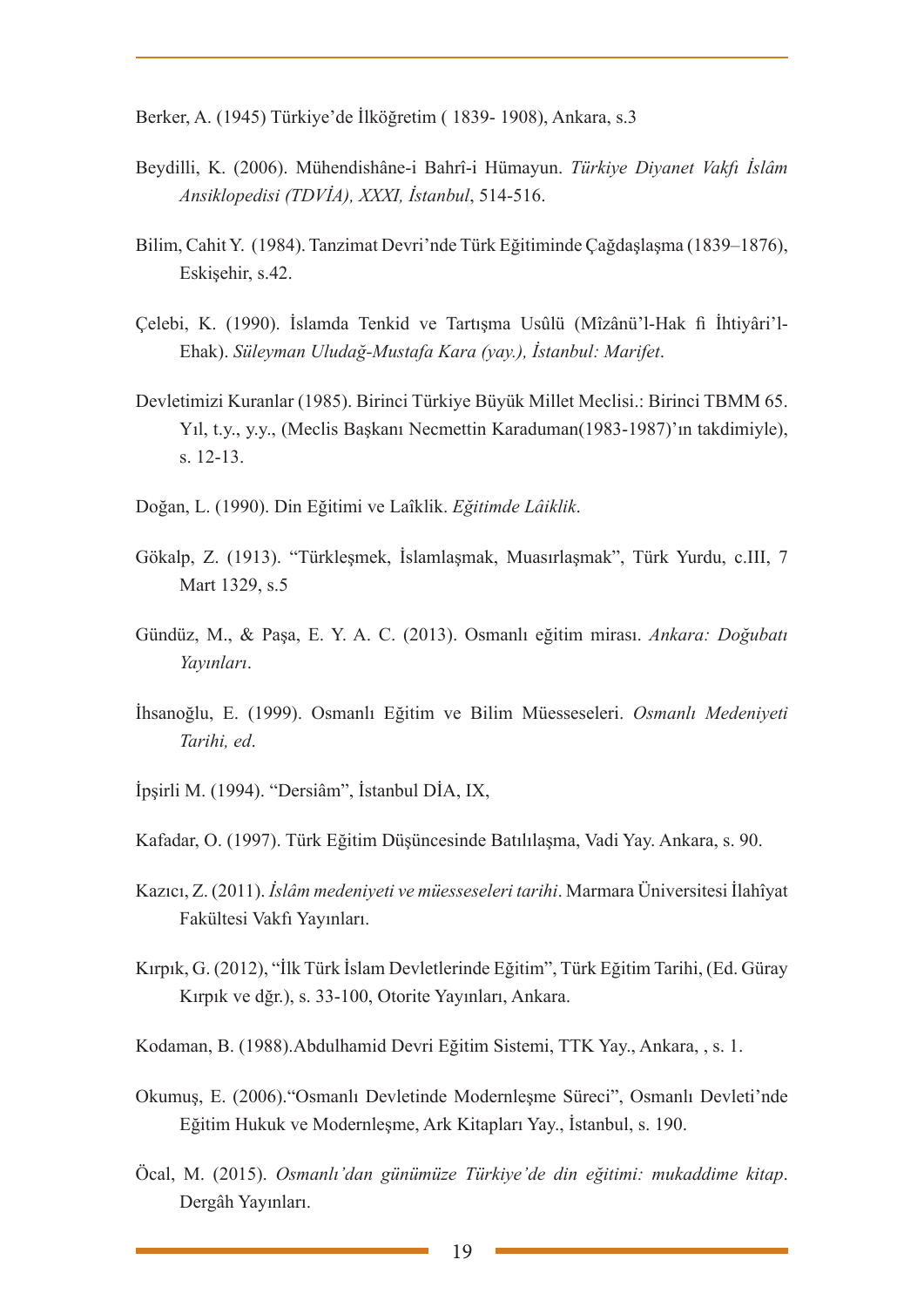Berker, A. (1945) Türkiye'de İlköğretim ( 1839- 1908), Ankara, s.3

Beydilli, K. (2006). Mühendishâne-i Bahrî-i Hümayun. *Türkiye Diyanet Vakfı İslâm Ansiklopedisi (TDVİA), XXXI, İstanbul*, 514-516.

Bilim, Cahit Y. (1984). Tanzimat Devri'nde Türk Eğitiminde Çağdaşlaşma (1839–1876), Eskişehir, s.42.

Çelebi, K. (1990). İslamda Tenkid ve Tartışma Usûlü (Mîzânü'l-Hak fi İhtiyâri'l-Ehak). *Süleyman Uludağ-Mustafa Kara (yay.), İstanbul: Marifet*.

Devletimizi Kuranlar (1985). Birinci Türkiye Büyük Millet Meclisi.: Birinci TBMM 65. Yıl, t.y., y.y., (Meclis Başkanı Necmettin Karaduman(1983-1987)'ın takdimiyle), s. 12-13.

Doğan, L. (1990). Din Eğitimi ve Laîklik. *Eğitimde Lâiklik*.

Gökalp, Z. (1913). "Türkleşmek, İslamlaşmak, Muasırlaşmak", Türk Yurdu, c.III, 7 Mart 1329, s.5

Gündüz, M., & Paşa, E. Y. A. C. (2013). Osmanlı eğitim mirası. *Ankara: Doğubatı Yayınları*.

İhsanoğlu, E. (1999). Osmanlı Eğitim ve Bilim Müesseseleri. *Osmanlı Medeniyeti Tarihi, ed*.

İpşirli M. (1994). "Dersiâm", İstanbul DİA, IX,

Kafadar, O. (1997). Türk Eğitim Düşüncesinde Batılılaşma, Vadi Yay. Ankara, s. 90.

Kazıcı, Z. (2011). *İslâm medeniyeti ve müesseseleri tarihi*. Marmara Üniversitesi İlahîyat Fakültesi Vakfı Yayınları.

Kırpık, G. (2012), "İlk Türk İslam Devletlerinde Eğitim", Türk Eğitim Tarihi, (Ed. Güray Kırpık ve dğr.), s. 33-100, Otorite Yayınları, Ankara.

Kodaman, B. (1988).Abdulhamid Devri Eğitim Sistemi, TTK Yay., Ankara, , s. 1.

Okumuş, E. (2006)."Osmanlı Devletinde Modernleşme Süreci", Osmanlı Devleti'nde Eğitim Hukuk ve Modernleşme, Ark Kitapları Yay., İstanbul, s. 190.

Öcal, M. (2015). *Osmanlı'dan günümüze Türkiye'de din eğitimi: mukaddime kitap*. Dergâh Yayınları.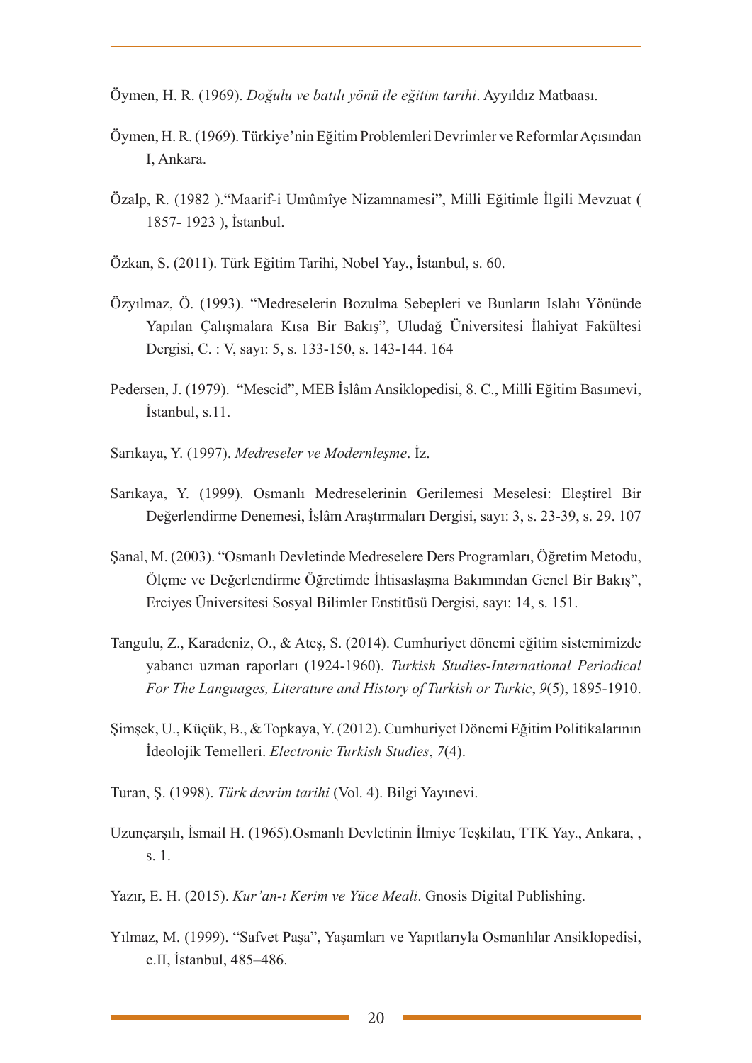Öymen, H. R. (1969). *Doğulu ve batılı yönü ile eğitim tarihi*. Ayyıldız Matbaası.

Öymen, H. R. (1969). Türkiye'nin Eğitim Problemleri Devrimler ve Reformlar Açısından I, Ankara.

Özalp, R. (1982 )."Maarif-i Umûmîye Nizamnamesi", Milli Eğitimle İlgili Mevzuat ( 1857- 1923 ), İstanbul.

Özkan, S. (2011). Türk Eğitim Tarihi, Nobel Yay., İstanbul, s. 60.

Özyılmaz, Ö. (1993). "Medreselerin Bozulma Sebepleri ve Bunların Islahı Yönünde Yapılan Çalışmalara Kısa Bir Bakış", Uludağ Üniversitesi İlahiyat Fakültesi Dergisi, C. : V, sayı: 5, s. 133-150, s. 143-144. 164

Pedersen, J. (1979). "Mescid", MEB İslâm Ansiklopedisi, 8. C., Milli Eğitim Basımevi, İstanbul, s.11.

Sarıkaya, Y. (1997). *Medreseler ve Modernleşme*. İz.

Sarıkaya, Y. (1999). Osmanlı Medreselerinin Gerilemesi Meselesi: Eleştirel Bir Değerlendirme Denemesi, İslâm Araştırmaları Dergisi, sayı: 3, s. 23-39, s. 29. 107

Şanal, M. (2003). "Osmanlı Devletinde Medreselere Ders Programları, Öğretim Metodu, Ölçme ve Değerlendirme Öğretimde İhtisaslaşma Bakımından Genel Bir Bakış", Erciyes Üniversitesi Sosyal Bilimler Enstitüsü Dergisi, sayı: 14, s. 151.

Tangulu, Z., Karadeniz, O., & Ateş, S. (2014). Cumhuriyet dönemi eğitim sistemimizde yabancı uzman raporları (1924-1960). *Turkish Studies-International Periodical For The Languages, Literature and History of Turkish or Turkic*, *9*(5), 1895-1910.

Şimşek, U., Küçük, B., & Topkaya, Y. (2012). Cumhuriyet Dönemi Eğitim Politikalarının İdeolojik Temelleri. *Electronic Turkish Studies*, *7*(4).

Turan, Ş. (1998). *Türk devrim tarihi* (Vol. 4). Bilgi Yayınevi.

Uzunçarşılı, İsmail H. (1965).Osmanlı Devletinin İlmiye Teşkilatı, TTK Yay., Ankara, , s. 1.

Yazır, E. H. (2015). *Kur'an-ı Kerim ve Yüce Meali*. Gnosis Digital Publishing.

Yılmaz, M. (1999). "Safvet Paşa", Yaşamları ve Yapıtlarıyla Osmanlılar Ansiklopedisi, c.II, İstanbul, 485–486.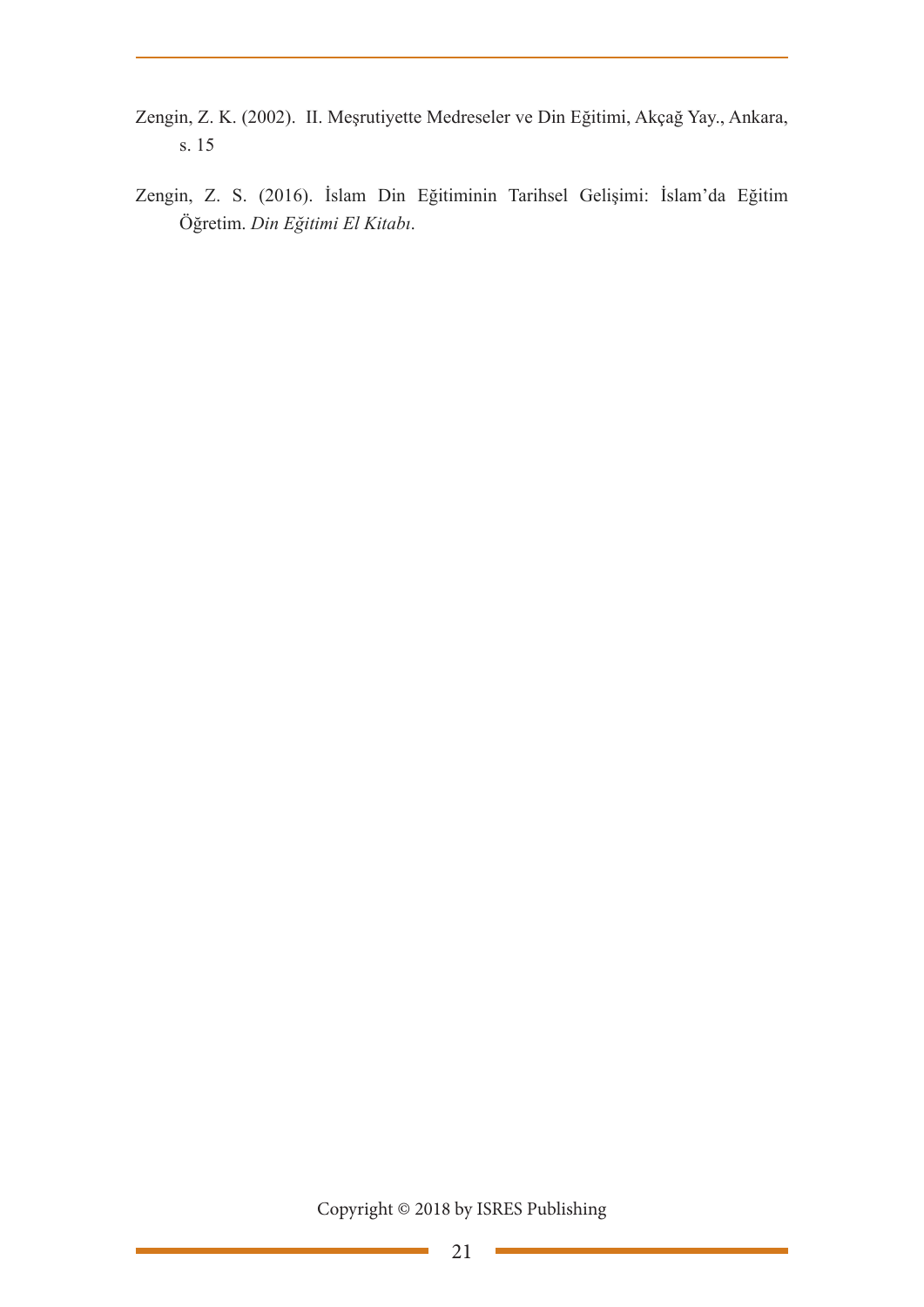Zengin, Z. K. (2002). II. Meşrutiyette Medreseler ve Din Eğitimi, Akçağ Yay., Ankara, s. 15

Zengin, Z. S. (2016). İslam Din Eğitiminin Tarihsel Gelişimi: İslam'da Eğitim Öğretim. *Din Eğitimi El Kitabı*.

Copyright © 2018 by ISRES Publishing